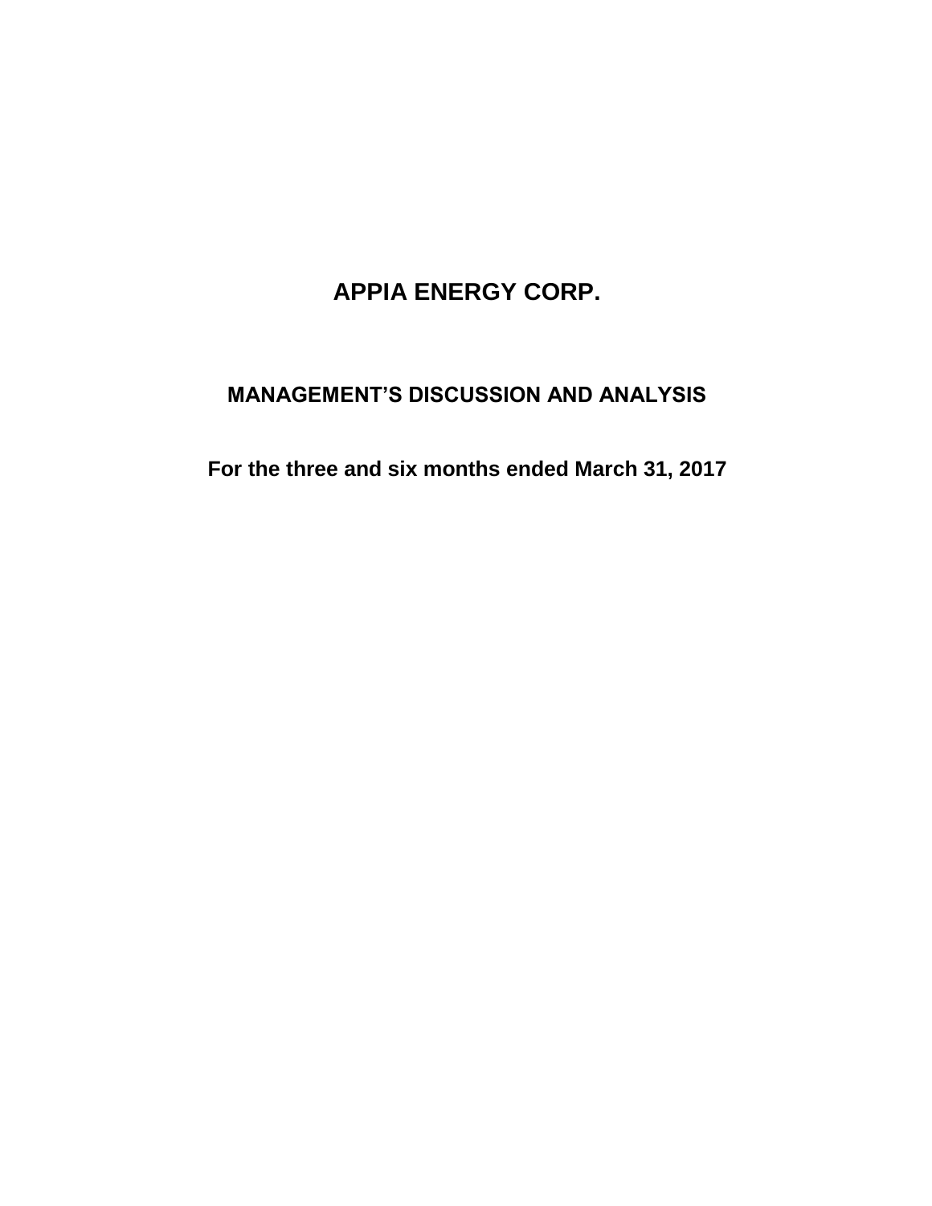# APPIA ENERGY CORP.

## MANAGEMENT'S DISCUSSION AND ANALYSIS

### For the three and six months ended March 31, 2017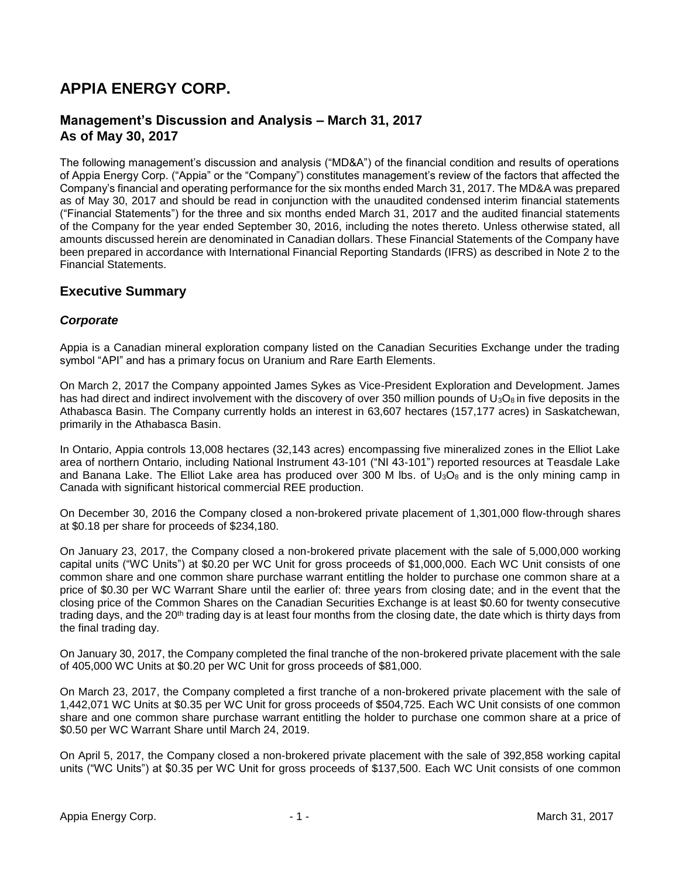# APPIA ENERGY CORP.

## Management's Discussion and Analysis – March 31, 2017
## As of May 30, 2017

The following management's discussion and analysis ("MD&A") of the financial condition and results of operations of Appia Energy Corp. ("Appia" or the "Company") constitutes management's review of the factors that affected the Company's financial and operating performance for the six months ended March 31, 2017. The MD&A was prepared as of May 30, 2017 and should be read in conjunction with the unaudited condensed interim financial statements ("Financial Statements") for the three and six months ended March 31, 2017 and the audited financial statements of the Company for the year ended September 30, 2016, including the notes thereto. Unless otherwise stated, all amounts discussed herein are denominated in Canadian dollars. These Financial Statements of the Company have been prepared in accordance with International Financial Reporting Standards (IFRS) as described in Note 2 to the Financial Statements.

## Executive Summary

### *Corporate*

Appia is a Canadian mineral exploration company listed on the Canadian Securities Exchange under the trading symbol "API" and has a primary focus on Uranium and Rare Earth Elements.

On March 2, 2017 the Company appointed James Sykes as Vice-President Exploration and Development. James has had direct and indirect involvement with the discovery of over 350 million pounds of $U_3O_8$ in five deposits in the Athabasca Basin. The Company currently holds an interest in 63,607 hectares (157,177 acres) in Saskatchewan, primarily in the Athabasca Basin.

In Ontario, Appia controls 13,008 hectares (32,143 acres) encompassing five mineralized zones in the Elliot Lake area of northern Ontario, including National Instrument 43-101 ("NI 43-101") reported resources at Teasdale Lake and Banana Lake. The Elliot Lake area has produced over 300 M lbs. of $U_3O_8$ and is the only mining camp in Canada with significant historical commercial REE production.

On December 30, 2016 the Company closed a non-brokered private placement of 1,301,000 flow-through shares at $0.18 per share for proceeds of $234,180.

On January 23, 2017, the Company closed a non-brokered private placement with the sale of 5,000,000 working capital units ("WC Units") at $0.20 per WC Unit for gross proceeds of $1,000,000. Each WC Unit consists of one common share and one common share purchase warrant entitling the holder to purchase one common share at a price of $0.30 per WC Warrant Share until the earlier of: three years from closing date; and in the event that the closing price of the Common Shares on the Canadian Securities Exchange is at least $0.60 for twenty consecutive trading days, and the 20th trading day is at least four months from the closing date, the date which is thirty days from the final trading day.

On January 30, 2017, the Company completed the final tranche of the non-brokered private placement with the sale of 405,000 WC Units at $0.20 per WC Unit for gross proceeds of $81,000.

On March 23, 2017, the Company completed a first tranche of a non-brokered private placement with the sale of 1,442,071 WC Units at $0.35 per WC Unit for gross proceeds of $504,725. Each WC Unit consists of one common share and one common share purchase warrant entitling the holder to purchase one common share at a price of $0.50 per WC Warrant Share until March 24, 2019.

On April 5, 2017, the Company closed a non-brokered private placement with the sale of 392,858 working capital units ("WC Units") at $0.35 per WC Unit for gross proceeds of $137,500. Each WC Unit consists of one common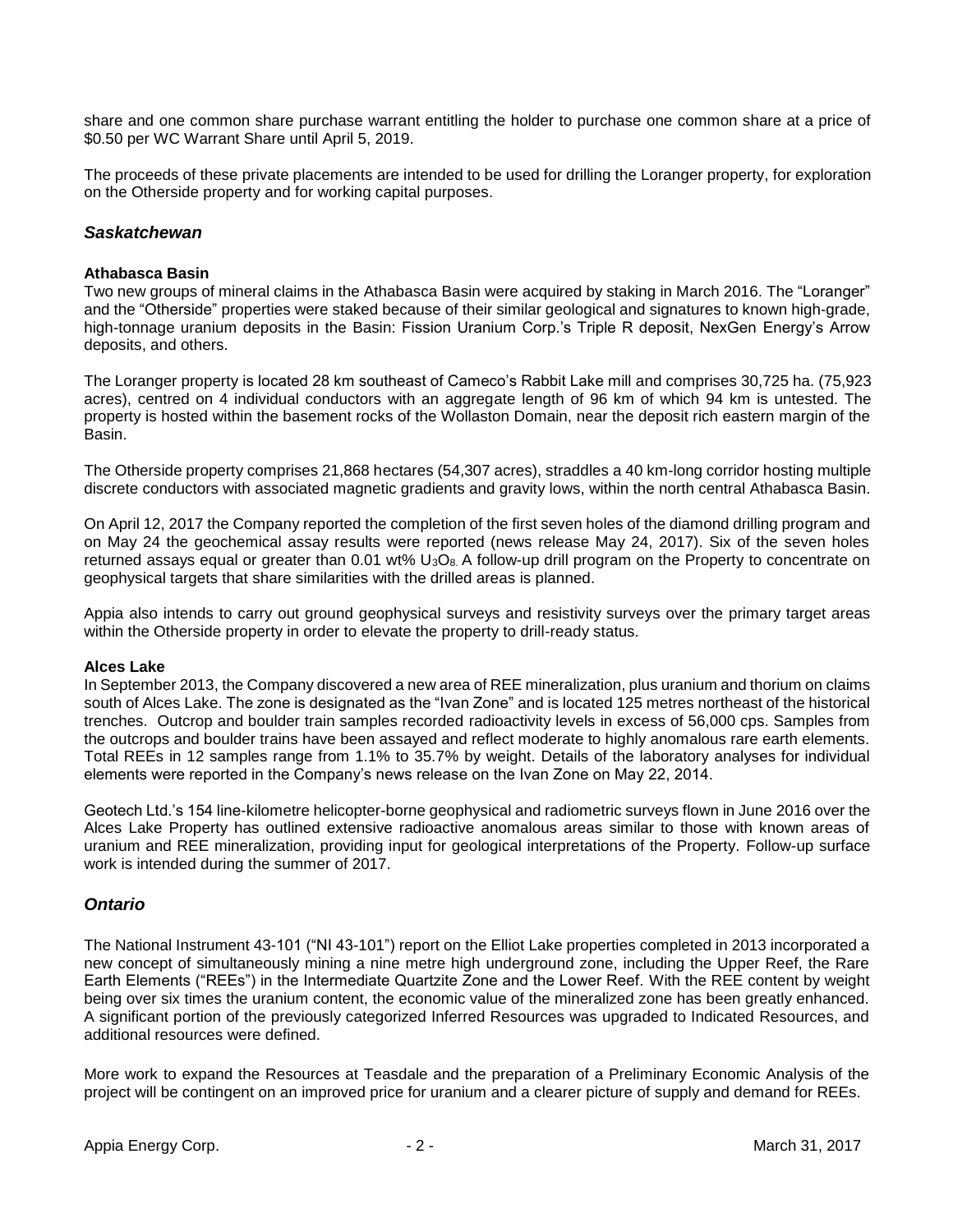share and one common share purchase warrant entitling the holder to purchase one common share at a price of $0.50 per WC Warrant Share until April 5, 2019.

The proceeds of these private placements are intended to be used for drilling the Loranger property, for exploration on the Otherside property and for working capital purposes.

## *Saskatchewan*

**Athabasca Basin**

Two new groups of mineral claims in the Athabasca Basin were acquired by staking in March 2016. The "Loranger" and the "Otherside" properties were staked because of their similar geological and signatures to known high-grade, high-tonnage uranium deposits in the Basin: Fission Uranium Corp.'s Triple R deposit, NexGen Energy's Arrow deposits, and others.

The Loranger property is located 28 km southeast of Cameco's Rabbit Lake mill and comprises 30,725 ha. (75,923 acres), centred on 4 individual conductors with an aggregate length of 96 km of which 94 km is untested. The property is hosted within the basement rocks of the Wollaston Domain, near the deposit rich eastern margin of the Basin.

The Otherside property comprises 21,868 hectares (54,307 acres), straddles a 40 km-long corridor hosting multiple discrete conductors with associated magnetic gradients and gravity lows, within the north central Athabasca Basin.

On April 12, 2017 the Company reported the completion of the first seven holes of the diamond drilling program and on May 24 the geochemical assay results were reported (news release May 24, 2017). Six of the seven holes returned assays equal or greater than 0.01 wt% $U_3O_8$. A follow-up drill program on the Property to concentrate on geophysical targets that share similarities with the drilled areas is planned.

Appia also intends to carry out ground geophysical surveys and resistivity surveys over the primary target areas within the Otherside property in order to elevate the property to drill-ready status.

**Alces Lake**

In September 2013, the Company discovered a new area of REE mineralization, plus uranium and thorium on claims south of Alces Lake. The zone is designated as the "Ivan Zone" and is located 125 metres northeast of the historical trenches. Outcrop and boulder train samples recorded radioactivity levels in excess of 56,000 cps. Samples from the outcrops and boulder trains have been assayed and reflect moderate to highly anomalous rare earth elements. Total REEs in 12 samples range from 1.1% to 35.7% by weight. Details of the laboratory analyses for individual elements were reported in the Company's news release on the Ivan Zone on May 22, 2014.

Geotech Ltd.'s 154 line-kilometre helicopter-borne geophysical and radiometric surveys flown in June 2016 over the Alces Lake Property has outlined extensive radioactive anomalous areas similar to those with known areas of uranium and REE mineralization, providing input for geological interpretations of the Property. Follow-up surface work is intended during the summer of 2017.

## *Ontario*

The National Instrument 43-101 ("NI 43-101") report on the Elliot Lake properties completed in 2013 incorporated a new concept of simultaneously mining a nine metre high underground zone, including the Upper Reef, the Rare Earth Elements ("REEs") in the Intermediate Quartzite Zone and the Lower Reef. With the REE content by weight being over six times the uranium content, the economic value of the mineralized zone has been greatly enhanced. A significant portion of the previously categorized Inferred Resources was upgraded to Indicated Resources, and additional resources were defined.

More work to expand the Resources at Teasdale and the preparation of a Preliminary Economic Analysis of the project will be contingent on an improved price for uranium and a clearer picture of supply and demand for REEs.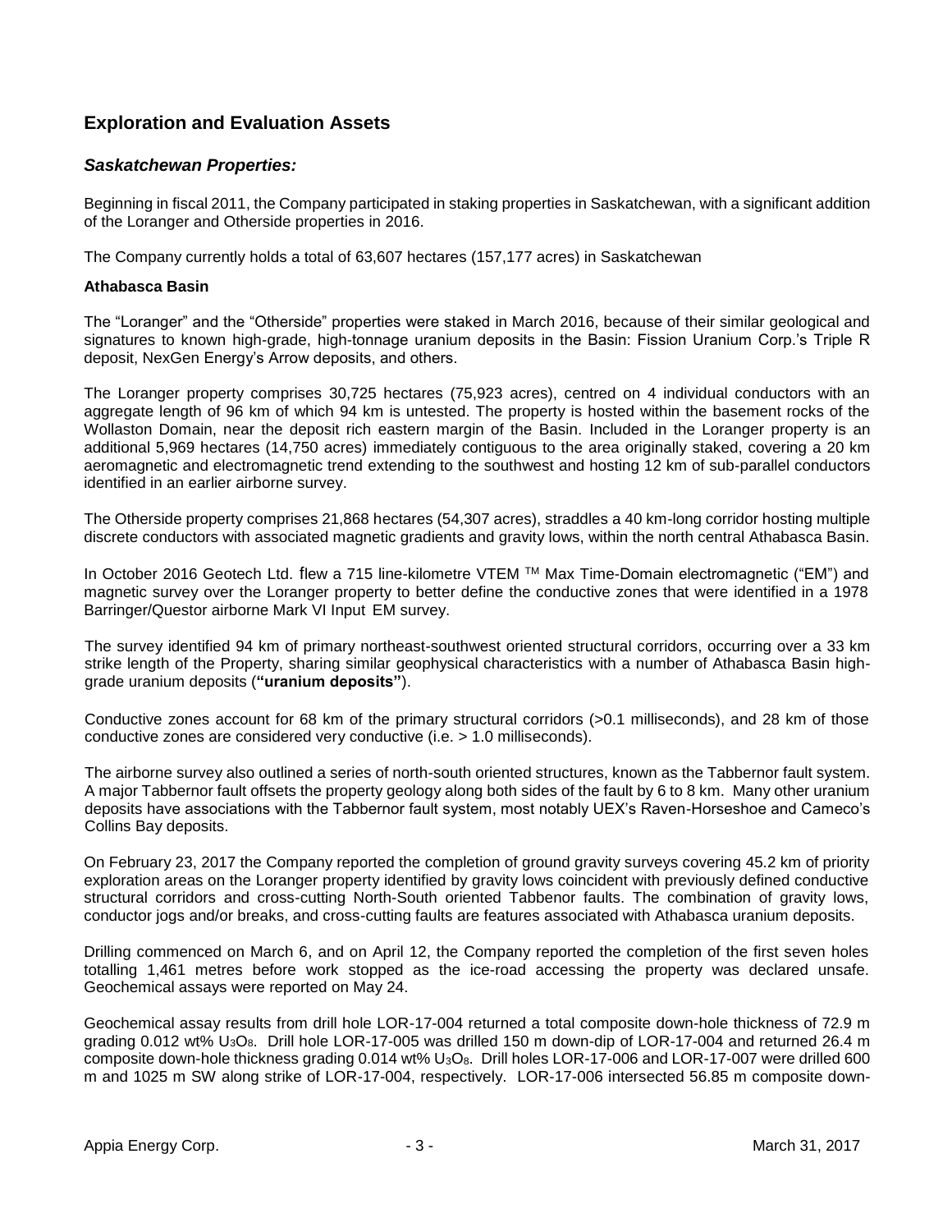## Exploration and Evaluation Assets

### *Saskatchewan Properties:*

Beginning in fiscal 2011, the Company participated in staking properties in Saskatchewan, with a significant addition of the Loranger and Otherside properties in 2016.

The Company currently holds a total of 63,607 hectares (157,177 acres) in Saskatchewan

**Athabasca Basin**

The "Loranger" and the "Otherside" properties were staked in March 2016, because of their similar geological and signatures to known high-grade, high-tonnage uranium deposits in the Basin: Fission Uranium Corp.'s Triple R deposit, NexGen Energy's Arrow deposits, and others.

The Loranger property comprises 30,725 hectares (75,923 acres), centred on 4 individual conductors with an aggregate length of 96 km of which 94 km is untested. The property is hosted within the basement rocks of the Wollaston Domain, near the deposit rich eastern margin of the Basin. Included in the Loranger property is an additional 5,969 hectares (14,750 acres) immediately contiguous to the area originally staked, covering a 20 km aeromagnetic and electromagnetic trend extending to the southwest and hosting 12 km of sub-parallel conductors identified in an earlier airborne survey.

The Otherside property comprises 21,868 hectares (54,307 acres), straddles a 40 km-long corridor hosting multiple discrete conductors with associated magnetic gradients and gravity lows, within the north central Athabasca Basin.

In October 2016 Geotech Ltd. flew a 715 line-kilometre VTEM ™ Max Time-Domain electromagnetic ("EM") and magnetic survey over the Loranger property to better define the conductive zones that were identified in a 1978 Barringer/Questor airborne Mark VI Input EM survey.

The survey identified 94 km of primary northeast-southwest oriented structural corridors, occurring over a 33 km strike length of the Property, sharing similar geophysical characteristics with a number of Athabasca Basin high-grade uranium deposits (**"uranium deposits"**).

Conductive zones account for 68 km of the primary structural corridors (>0.1 milliseconds), and 28 km of those conductive zones are considered very conductive (i.e. > 1.0 milliseconds).

The airborne survey also outlined a series of north-south oriented structures, known as the Tabbernor fault system. A major Tabbernor fault offsets the property geology along both sides of the fault by 6 to 8 km. Many other uranium deposits have associations with the Tabbernor fault system, most notably UEX's Raven-Horseshoe and Cameco's Collins Bay deposits.

On February 23, 2017 the Company reported the completion of ground gravity surveys covering 45.2 km of priority exploration areas on the Loranger property identified by gravity lows coincident with previously defined conductive structural corridors and cross-cutting North-South oriented Tabbenor faults. The combination of gravity lows, conductor jogs and/or breaks, and cross-cutting faults are features associated with Athabasca uranium deposits.

Drilling commenced on March 6, and on April 12, the Company reported the completion of the first seven holes totalling 1,461 metres before work stopped as the ice-road accessing the property was declared unsafe. Geochemical assays were reported on May 24.

Geochemical assay results from drill hole LOR-17-004 returned a total composite down-hole thickness of 72.9 m grading 0.012 wt% $U_3O_8$. Drill hole LOR-17-005 was drilled 150 m down-dip of LOR-17-004 and returned 26.4 m composite down-hole thickness grading 0.014 wt% $U_3O_8$. Drill holes LOR-17-006 and LOR-17-007 were drilled 600 m and 1025 m SW along strike of LOR-17-004, respectively. LOR-17-006 intersected 56.85 m composite down-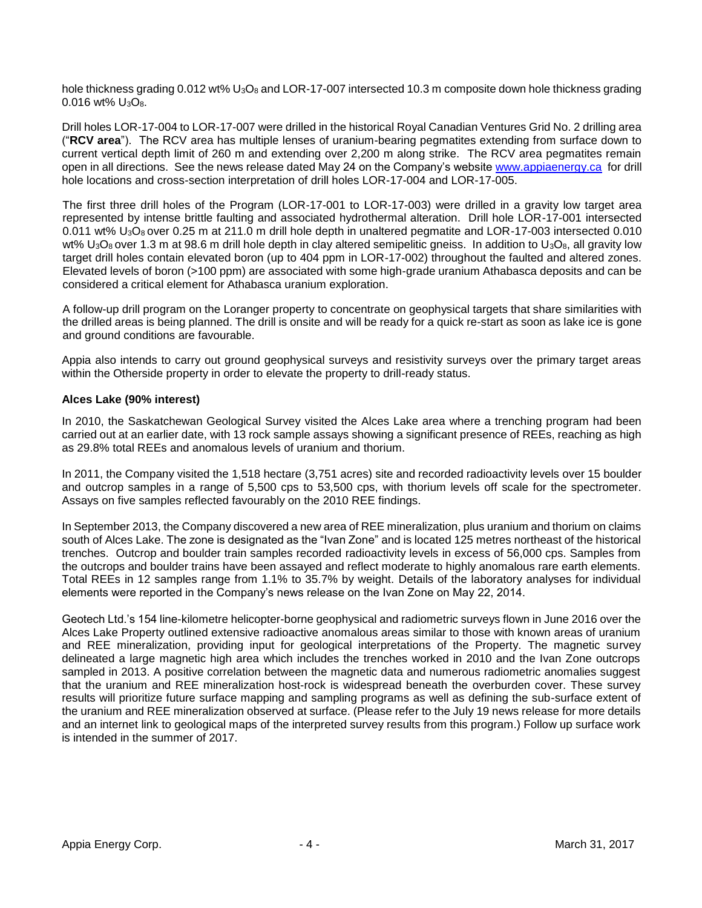hole thickness grading 0.012 wt% $U_3O_8$ and LOR-17-007 intersected 10.3 m composite down hole thickness grading 0.016 wt% $U_3O_8$.

Drill holes LOR-17-004 to LOR-17-007 were drilled in the historical Royal Canadian Ventures Grid No. 2 drilling area ("**RCV area**"). The RCV area has multiple lenses of uranium-bearing pegmatites extending from surface down to current vertical depth limit of 260 m and extending over 2,200 m along strike. The RCV area pegmatites remain open in all directions. See the news release dated May 24 on the Company's website www.appiaenergy.ca for drill hole locations and cross-section interpretation of drill holes LOR-17-004 and LOR-17-005.

The first three drill holes of the Program (LOR-17-001 to LOR-17-003) were drilled in a gravity low target area represented by intense brittle faulting and associated hydrothermal alteration. Drill hole LOR-17-001 intersected 0.011 wt% $U_3O_8$ over 0.25 m at 211.0 m drill hole depth in unaltered pegmatite and LOR-17-003 intersected 0.010 wt% $U_3O_8$ over 1.3 m at 98.6 m drill hole depth in clay altered semipelitic gneiss. In addition to $U_3O_8$, all gravity low target drill holes contain elevated boron (up to 404 ppm in LOR-17-002) throughout the faulted and altered zones. Elevated levels of boron (>100 ppm) are associated with some high-grade uranium Athabasca deposits and can be considered a critical element for Athabasca uranium exploration.

A follow-up drill program on the Loranger property to concentrate on geophysical targets that share similarities with the drilled areas is being planned. The drill is onsite and will be ready for a quick re-start as soon as lake ice is gone and ground conditions are favourable.

Appia also intends to carry out ground geophysical surveys and resistivity surveys over the primary target areas within the Otherside property in order to elevate the property to drill-ready status.

**Alces Lake (90% interest)**

In 2010, the Saskatchewan Geological Survey visited the Alces Lake area where a trenching program had been carried out at an earlier date, with 13 rock sample assays showing a significant presence of REEs, reaching as high as 29.8% total REEs and anomalous levels of uranium and thorium.

In 2011, the Company visited the 1,518 hectare (3,751 acres) site and recorded radioactivity levels over 15 boulder and outcrop samples in a range of 5,500 cps to 53,500 cps, with thorium levels off scale for the spectrometer. Assays on five samples reflected favourably on the 2010 REE findings.

In September 2013, the Company discovered a new area of REE mineralization, plus uranium and thorium on claims south of Alces Lake. The zone is designated as the "Ivan Zone" and is located 125 metres northeast of the historical trenches. Outcrop and boulder train samples recorded radioactivity levels in excess of 56,000 cps. Samples from the outcrops and boulder trains have been assayed and reflect moderate to highly anomalous rare earth elements. Total REEs in 12 samples range from 1.1% to 35.7% by weight. Details of the laboratory analyses for individual elements were reported in the Company's news release on the Ivan Zone on May 22, 2014.

Geotech Ltd.'s 154 line-kilometre helicopter-borne geophysical and radiometric surveys flown in June 2016 over the Alces Lake Property outlined extensive radioactive anomalous areas similar to those with known areas of uranium and REE mineralization, providing input for geological interpretations of the Property. The magnetic survey delineated a large magnetic high area which includes the trenches worked in 2010 and the Ivan Zone outcrops sampled in 2013. A positive correlation between the magnetic data and numerous radiometric anomalies suggest that the uranium and REE mineralization host-rock is widespread beneath the overburden cover. These survey results will prioritize future surface mapping and sampling programs as well as defining the sub-surface extent of the uranium and REE mineralization observed at surface. (Please refer to the July 19 news release for more details and an internet link to geological maps of the interpreted survey results from this program.) Follow up surface work is intended in the summer of 2017.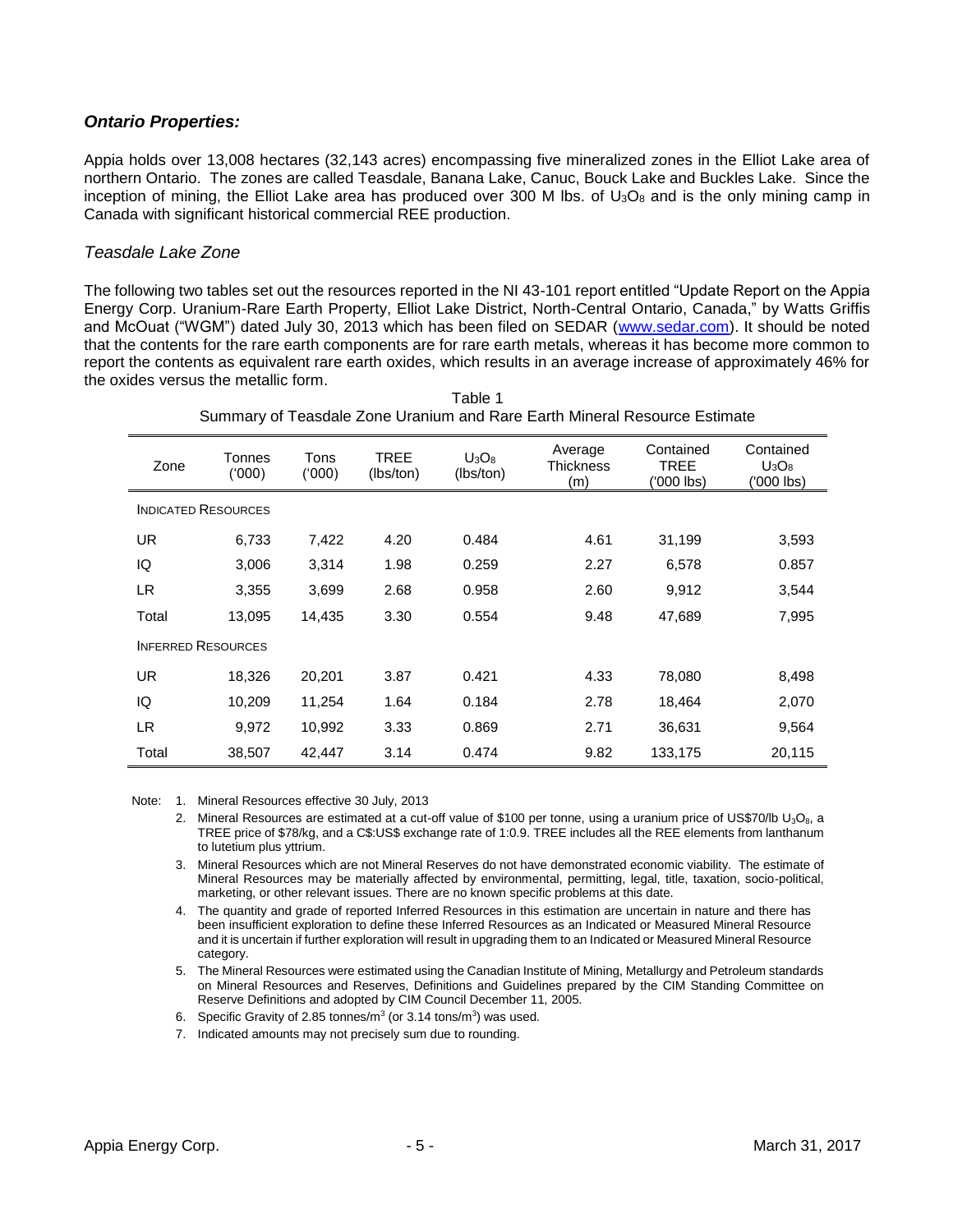### *Ontario Properties:*

Appia holds over 13,008 hectares (32,143 acres) encompassing five mineralized zones in the Elliot Lake area of northern Ontario. The zones are called Teasdale, Banana Lake, Canuc, Bouck Lake and Buckles Lake. Since the inception of mining, the Elliot Lake area has produced over 300 M lbs. of $U_3O_8$ and is the only mining camp in Canada with significant historical commercial REE production.

#### *Teasdale Lake Zone*

The following two tables set out the resources reported in the NI 43-101 report entitled "Update Report on the Appia Energy Corp. Uranium-Rare Earth Property, Elliot Lake District, North-Central Ontario, Canada," by Watts Griffis and McOuat ("WGM") dated July 30, 2013 which has been filed on SEDAR (www.sedar.com). It should be noted that the contents for the rare earth components are for rare earth metals, whereas it has become more common to report the contents as equivalent rare earth oxides, which results in an average increase of approximately 46% for the oxides versus the metallic form.

Table 1
Summary of Teasdale Zone Uranium and Rare Earth Mineral Resource Estimate

| Zone | Tonnes ('000) | Tons ('000) | TREE (lbs/ton) | $U_3O_8$ (lbs/ton) | Average Thickness (m) | Contained TREE ('000 lbs) | Contained $U_3O_8$ ('000 lbs) |
|---|---|---|---|---|---|---|---|
| INDICATED RESOURCES | | | | | | | |
| UR | 6,733 | 7,422 | 4.20 | 0.484 | 4.61 | 31,199 | 3,593 |
| IQ | 3,006 | 3,314 | 1.98 | 0.259 | 2.27 | 6,578 | 0.857 |
| LR | 3,355 | 3,699 | 2.68 | 0.958 | 2.60 | 9,912 | 3,544 |
| Total | 13,095 | 14,435 | 3.30 | 0.554 | 9.48 | 47,689 | 7,995 |
| INFERRED RESOURCES | | | | | | | |
| UR | 18,326 | 20,201 | 3.87 | 0.421 | 4.33 | 78,080 | 8,498 |
| IQ | 10,209 | 11,254 | 1.64 | 0.184 | 2.78 | 18,464 | 2,070 |
| LR | 9,972 | 10,992 | 3.33 | 0.869 | 2.71 | 36,631 | 9,564 |
| Total | 38,507 | 42,447 | 3.14 | 0.474 | 9.82 | 133,175 | 20,115 |

Note:
1. Mineral Resources effective 30 July, 2013
2. Mineral Resources are estimated at a cut-off value of $100 per tonne, using a uranium price of US$70/lb $U_3O_8$, a TREE price of $78/kg, and a C$:US$ exchange rate of 1:0.9. TREE includes all the REE elements from lanthanum to lutetium plus yttrium.
3. Mineral Resources which are not Mineral Reserves do not have demonstrated economic viability. The estimate of Mineral Resources may be materially affected by environmental, permitting, legal, title, taxation, socio-political, marketing, or other relevant issues. There are no known specific problems at this date.
4. The quantity and grade of reported Inferred Resources in this estimation are uncertain in nature and there has been insufficient exploration to define these Inferred Resources as an Indicated or Measured Mineral Resource and it is uncertain if further exploration will result in upgrading them to an Indicated or Measured Mineral Resource category.
5. The Mineral Resources were estimated using the Canadian Institute of Mining, Metallurgy and Petroleum standards on Mineral Resources and Reserves, Definitions and Guidelines prepared by the CIM Standing Committee on Reserve Definitions and adopted by CIM Council December 11, 2005.
6. Specific Gravity of 2.85 tonnes/$m^3$ (or 3.14 tons/$m^3$) was used.
7. Indicated amounts may not precisely sum due to rounding.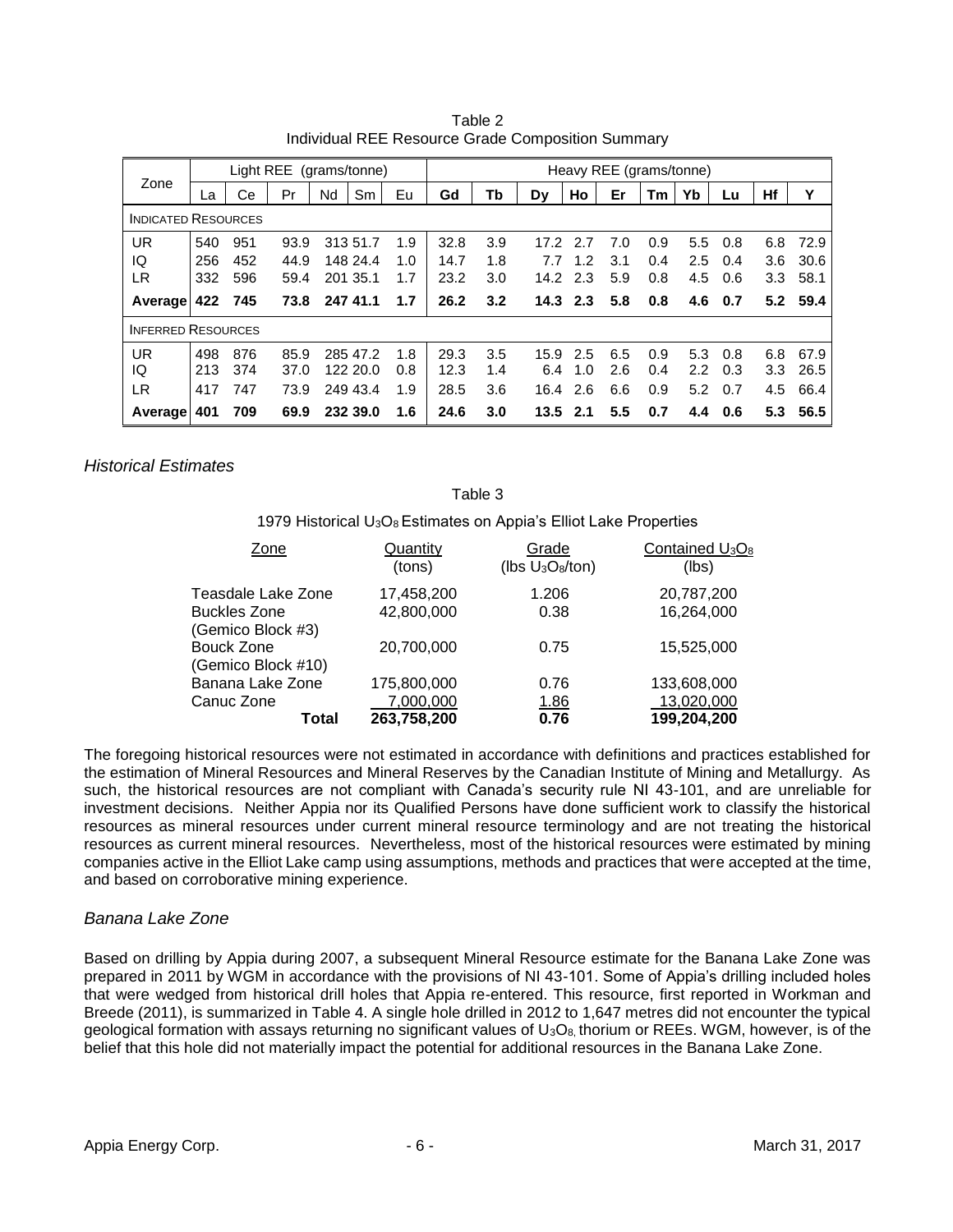Table 2

Individual REE Resource Grade Composition Summary

| Zone | Light REE (grams/tonne) | | | | | | Heavy REE (grams/tonne) | | | | | | | | | |
|---|---|---|---|---|---|---|---|---|---|---|---|---|---|---|---|---|
| | La | Ce | Pr | Nd | Sm | Eu | Gd | Tb | Dy | Ho | Er | Tm | Yb | Lu | Hf | Y |
| INDICATED RESOURCES | | | | | | | | | | | | | | | | |
| UR | 540 | 951 | 93.9 | 313 | 51.7 | 1.9 | 32.8 | 3.9 | 17.2 | 2.7 | 7.0 | 0.9 | 5.5 | 0.8 | 6.8 | 72.9 |
| IQ | 256 | 452 | 44.9 | 148 | 24.4 | 1.0 | 14.7 | 1.8 | 7.7 | 1.2 | 3.1 | 0.4 | 2.5 | 0.4 | 3.6 | 30.6 |
| LR | 332 | 596 | 59.4 | 201 | 35.1 | 1.7 | 23.2 | 3.0 | 14.2 | 2.3 | 5.9 | 0.8 | 4.5 | 0.6 | 3.3 | 58.1 |
| **Average** | **422** | **745** | **73.8** | **247** | **41.1** | **1.7** | **26.2** | **3.2** | **14.3** | **2.3** | **5.8** | **0.8** | **4.6** | **0.7** | **5.2** | **59.4** |
| INFERRED RESOURCES | | | | | | | | | | | | | | | | |
| UR | 498 | 876 | 85.9 | 285 | 47.2 | 1.8 | 29.3 | 3.5 | 15.9 | 2.5 | 6.5 | 0.9 | 5.3 | 0.8 | 6.8 | 67.9 |
| IQ | 213 | 374 | 37.0 | 122 | 20.0 | 0.8 | 12.3 | 1.4 | 6.4 | 1.0 | 2.6 | 0.4 | 2.2 | 0.3 | 3.3 | 26.5 |
| LR | 417 | 747 | 73.9 | 249 | 43.4 | 1.9 | 28.5 | 3.6 | 16.4 | 2.6 | 6.6 | 0.9 | 5.2 | 0.7 | 4.5 | 66.4 |
| **Average** | **401** | **709** | **69.9** | **232** | **39.0** | **1.6** | **24.6** | **3.0** | **13.5** | **2.1** | **5.5** | **0.7** | **4.4** | **0.6** | **5.3** | **56.5** |

## *Historical Estimates*

Table 3

1979 Historical $U_3O_8$ Estimates on Appia's Elliot Lake Properties

| Zone | Quantity (tons) | Grade (lbs $U_3O_8$/ton) | Contained $U_3O_8$ (lbs) |
|---|---|---|---|
| Teasdale Lake Zone | 17,458,200 | 1.206 | 20,787,200 |
| Buckles Zone (Gemico Block #3) | 42,800,000 | 0.38 | 16,264,000 |
| Bouck Zone (Gemico Block #10) | 20,700,000 | 0.75 | 15,525,000 |
| Banana Lake Zone | 175,800,000 | 0.76 | 133,608,000 |
| Canuc Zone | 7,000,000 | 1.86 | 13,020,000 |
| **Total** | **263,758,200** | **0.76** | **199,204,200** |

The foregoing historical resources were not estimated in accordance with definitions and practices established for the estimation of Mineral Resources and Mineral Reserves by the Canadian Institute of Mining and Metallurgy. As such, the historical resources are not compliant with Canada's security rule NI 43-101, and are unreliable for investment decisions. Neither Appia nor its Qualified Persons have done sufficient work to classify the historical resources as mineral resources under current mineral resource terminology and are not treating the historical resources as current mineral resources. Nevertheless, most of the historical resources were estimated by mining companies active in the Elliot Lake camp using assumptions, methods and practices that were accepted at the time, and based on corroborative mining experience.

## *Banana Lake Zone*

Based on drilling by Appia during 2007, a subsequent Mineral Resource estimate for the Banana Lake Zone was prepared in 2011 by WGM in accordance with the provisions of NI 43-101. Some of Appia's drilling included holes that were wedged from historical drill holes that Appia re-entered. This resource, first reported in Workman and Breede (2011), is summarized in Table 4. A single hole drilled in 2012 to 1,647 metres did not encounter the typical geological formation with assays returning no significant values of $U_3O_8$, thorium or REEs. WGM, however, is of the belief that this hole did not materially impact the potential for additional resources in the Banana Lake Zone.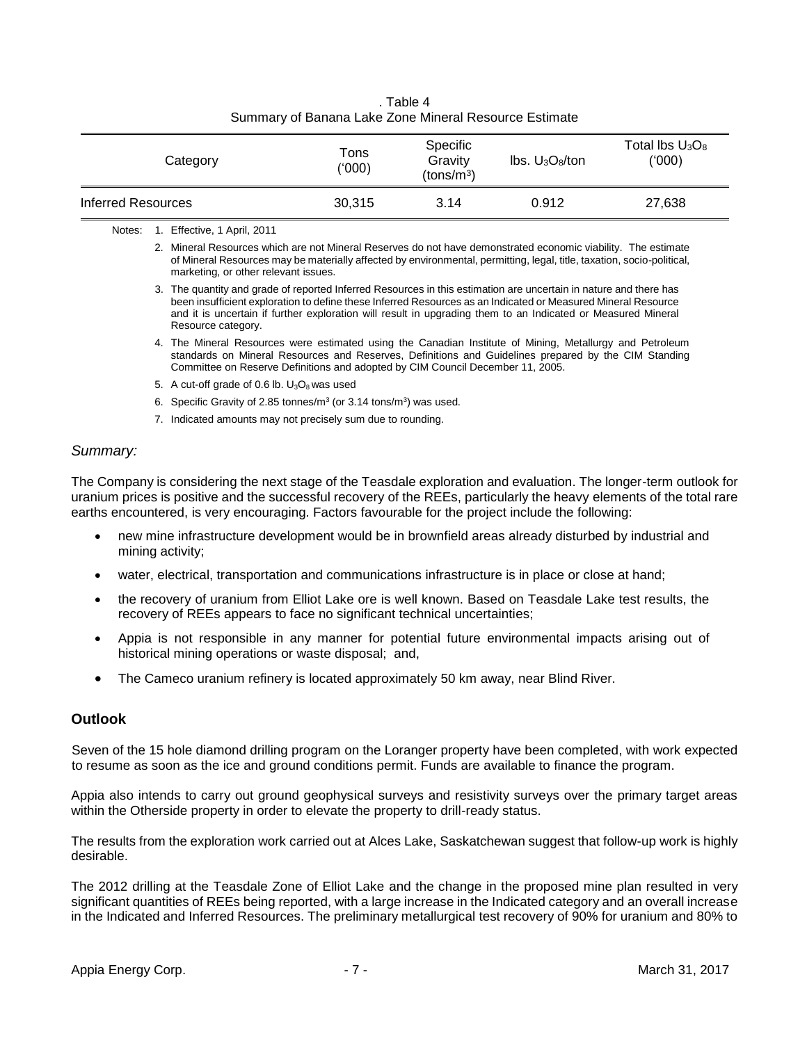. Table 4
Summary of Banana Lake Zone Mineral Resource Estimate

| Category | Tons ('000) | Specific Gravity (tons/m$^3$) | lbs. $U_3O_8$/ton | Total lbs $U_3O_8$ ('000) |
|---|---|---|---|---|
| Inferred Resources | 30,315 | 3.14 | 0.912 | 27,638 |

Notes:
1. Effective, 1 April, 2011
2. Mineral Resources which are not Mineral Reserves do not have demonstrated economic viability. The estimate of Mineral Resources may be materially affected by environmental, permitting, legal, title, taxation, socio-political, marketing, or other relevant issues.
3. The quantity and grade of reported Inferred Resources in this estimation are uncertain in nature and there has been insufficient exploration to define these Inferred Resources as an Indicated or Measured Mineral Resource and it is uncertain if further exploration will result in upgrading them to an Indicated or Measured Mineral Resource category.
4. The Mineral Resources were estimated using the Canadian Institute of Mining, Metallurgy and Petroleum standards on Mineral Resources and Reserves, Definitions and Guidelines prepared by the CIM Standing Committee on Reserve Definitions and adopted by CIM Council December 11, 2005.
5. A cut-off grade of 0.6 lb. $U_3O_8$ was used
6. Specific Gravity of 2.85 tonnes/m$^3$ (or 3.14 tons/m$^3$) was used.
7. Indicated amounts may not precisely sum due to rounding.

*Summary:*

The Company is considering the next stage of the Teasdale exploration and evaluation. The longer-term outlook for uranium prices is positive and the successful recovery of the REEs, particularly the heavy elements of the total rare earths encountered, is very encouraging. Factors favourable for the project include the following:

- new mine infrastructure development would be in brownfield areas already disturbed by industrial and mining activity;
- water, electrical, transportation and communications infrastructure is in place or close at hand;
- the recovery of uranium from Elliot Lake ore is well known. Based on Teasdale Lake test results, the recovery of REEs appears to face no significant technical uncertainties;
- Appia is not responsible in any manner for potential future environmental impacts arising out of historical mining operations or waste disposal; and,
- The Cameco uranium refinery is located approximately 50 km away, near Blind River.

## Outlook

Seven of the 15 hole diamond drilling program on the Loranger property have been completed, with work expected to resume as soon as the ice and ground conditions permit. Funds are available to finance the program.

Appia also intends to carry out ground geophysical surveys and resistivity surveys over the primary target areas within the Otherside property in order to elevate the property to drill-ready status.

The results from the exploration work carried out at Alces Lake, Saskatchewan suggest that follow-up work is highly desirable.

The 2012 drilling at the Teasdale Zone of Elliot Lake and the change in the proposed mine plan resulted in very significant quantities of REEs being reported, with a large increase in the Indicated category and an overall increase in the Indicated and Inferred Resources. The preliminary metallurgical test recovery of 90% for uranium and 80% to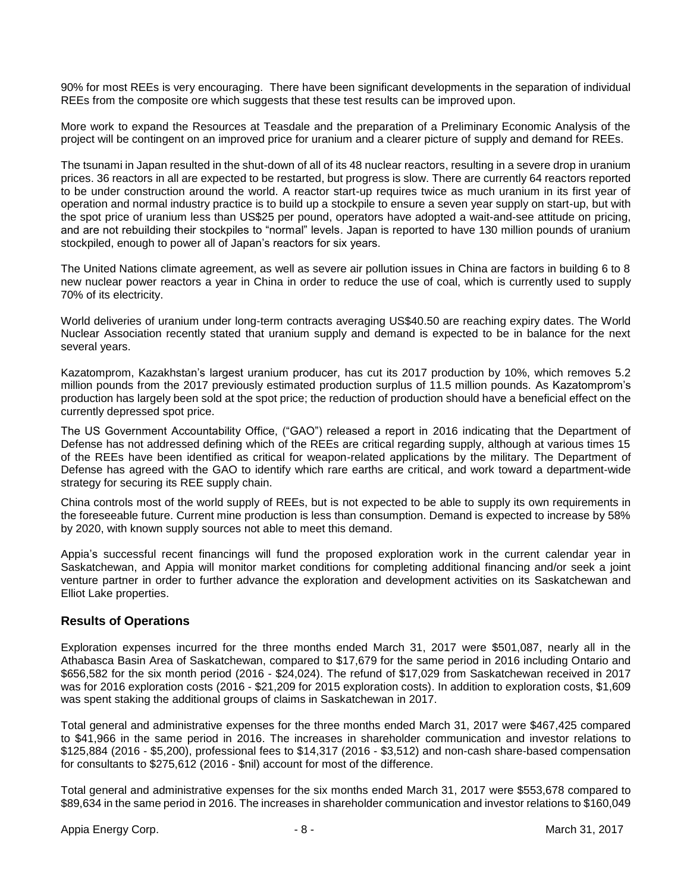90% for most REEs is very encouraging. There have been significant developments in the separation of individual REEs from the composite ore which suggests that these test results can be improved upon.

More work to expand the Resources at Teasdale and the preparation of a Preliminary Economic Analysis of the project will be contingent on an improved price for uranium and a clearer picture of supply and demand for REEs.

The tsunami in Japan resulted in the shut-down of all of its 48 nuclear reactors, resulting in a severe drop in uranium prices. 36 reactors in all are expected to be restarted, but progress is slow. There are currently 64 reactors reported to be under construction around the world. A reactor start-up requires twice as much uranium in its first year of operation and normal industry practice is to build up a stockpile to ensure a seven year supply on start-up, but with the spot price of uranium less than US$25 per pound, operators have adopted a wait-and-see attitude on pricing, and are not rebuilding their stockpiles to "normal" levels. Japan is reported to have 130 million pounds of uranium stockpiled, enough to power all of Japan's reactors for six years.

The United Nations climate agreement, as well as severe air pollution issues in China are factors in building 6 to 8 new nuclear power reactors a year in China in order to reduce the use of coal, which is currently used to supply 70% of its electricity.

World deliveries of uranium under long-term contracts averaging US$40.50 are reaching expiry dates. The World Nuclear Association recently stated that uranium supply and demand is expected to be in balance for the next several years.

Kazatomprom, Kazakhstan's largest uranium producer, has cut its 2017 production by 10%, which removes 5.2 million pounds from the 2017 previously estimated production surplus of 11.5 million pounds. As Kazatomprom's production has largely been sold at the spot price; the reduction of production should have a beneficial effect on the currently depressed spot price.

The US Government Accountability Office, ("GAO") released a report in 2016 indicating that the Department of Defense has not addressed defining which of the REEs are critical regarding supply, although at various times 15 of the REEs have been identified as critical for weapon-related applications by the military. The Department of Defense has agreed with the GAO to identify which rare earths are critical, and work toward a department-wide strategy for securing its REE supply chain.

China controls most of the world supply of REEs, but is not expected to be able to supply its own requirements in the foreseeable future. Current mine production is less than consumption. Demand is expected to increase by 58% by 2020, with known supply sources not able to meet this demand.

Appia's successful recent financings will fund the proposed exploration work in the current calendar year in Saskatchewan, and Appia will monitor market conditions for completing additional financing and/or seek a joint venture partner in order to further advance the exploration and development activities on its Saskatchewan and Elliot Lake properties.

## Results of Operations

Exploration expenses incurred for the three months ended March 31, 2017 were $501,087, nearly all in the Athabasca Basin Area of Saskatchewan, compared to $17,679 for the same period in 2016 including Ontario and $656,582 for the six month period (2016 - $24,024). The refund of $17,029 from Saskatchewan received in 2017 was for 2016 exploration costs (2016 - $21,209 for 2015 exploration costs). In addition to exploration costs, $1,609 was spent staking the additional groups of claims in Saskatchewan in 2017.

Total general and administrative expenses for the three months ended March 31, 2017 were $467,425 compared to $41,966 in the same period in 2016. The increases in shareholder communication and investor relations to $125,884 (2016 - $5,200), professional fees to $14,317 (2016 - $3,512) and non-cash share-based compensation for consultants to $275,612 (2016 - $nil) account for most of the difference.

Total general and administrative expenses for the six months ended March 31, 2017 were $553,678 compared to $89,634 in the same period in 2016. The increases in shareholder communication and investor relations to $160,049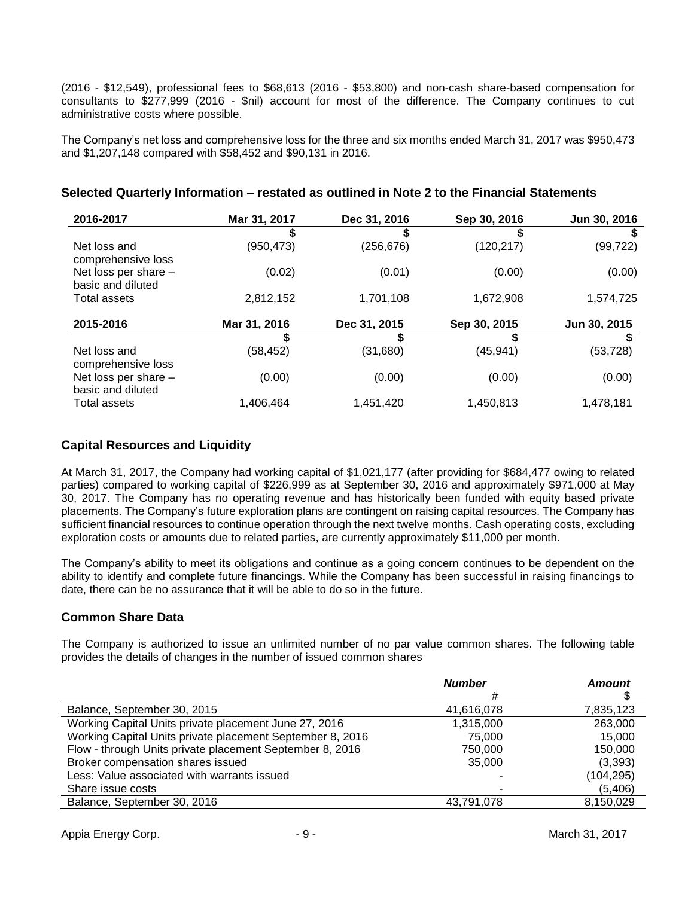(2016 - $12,549), professional fees to $68,613 (2016 - $53,800) and non-cash share-based compensation for consultants to $277,999 (2016 - $nil) account for most of the difference. The Company continues to cut administrative costs where possible.

The Company's net loss and comprehensive loss for the three and six months ended March 31, 2017 was $950,473 and $1,207,148 compared with $58,452 and $90,131 in 2016.

## Selected Quarterly Information – restated as outlined in Note 2 to the Financial Statements

| 2016-2017 | Mar 31, 2017 | Dec 31, 2016 | Sep 30, 2016 | Jun 30, 2016 |
|---|---|---|---|---|
| | $ | $ | $ | $ |
| Net loss and comprehensive loss | (950,473) | (256,676) | (120,217) | (99,722) |
| Net loss per share – basic and diluted | (0.02) | (0.01) | (0.00) | (0.00) |
| Total assets | 2,812,152 | 1,701,108 | 1,672,908 | 1,574,725 |

| 2015-2016 | Mar 31, 2016 | Dec 31, 2015 | Sep 30, 2015 | Jun 30, 2015 |
|---|---|---|---|---|
| | $ | $ | $ | $ |
| Net loss and comprehensive loss | (58,452) | (31,680) | (45,941) | (53,728) |
| Net loss per share – basic and diluted | (0.00) | (0.00) | (0.00) | (0.00) |
| Total assets | 1,406,464 | 1,451,420 | 1,450,813 | 1,478,181 |

## Capital Resources and Liquidity

At March 31, 2017, the Company had working capital of $1,021,177 (after providing for $684,477 owing to related parties) compared to working capital of $226,999 as at September 30, 2016 and approximately $971,000 at May 30, 2017. The Company has no operating revenue and has historically been funded with equity based private placements. The Company's future exploration plans are contingent on raising capital resources. The Company has sufficient financial resources to continue operation through the next twelve months. Cash operating costs, excluding exploration costs or amounts due to related parties, are currently approximately $11,000 per month.

The Company's ability to meet its obligations and continue as a going concern continues to be dependent on the ability to identify and complete future financings. While the Company has been successful in raising financings to date, there can be no assurance that it will be able to do so in the future.

## Common Share Data

The Company is authorized to issue an unlimited number of no par value common shares. The following table provides the details of changes in the number of issued common shares

| | ***Number*** | ***Amount*** |
|---|---|---|
| | # | $ |
| Balance, September 30, 2015 | 41,616,078 | 7,835,123 |
| Working Capital Units private placement June 27, 2016 | 1,315,000 | 263,000 |
| Working Capital Units private placement September 8, 2016 | 75,000 | 15,000 |
| Flow - through Units private placement September 8, 2016 | 750,000 | 150,000 |
| Broker compensation shares issued | 35,000 | (3,393) |
| Less: Value associated with warrants issued | - | (104,295) |
| Share issue costs | - | (5,406) |
| Balance, September 30, 2016 | 43,791,078 | 8,150,029 |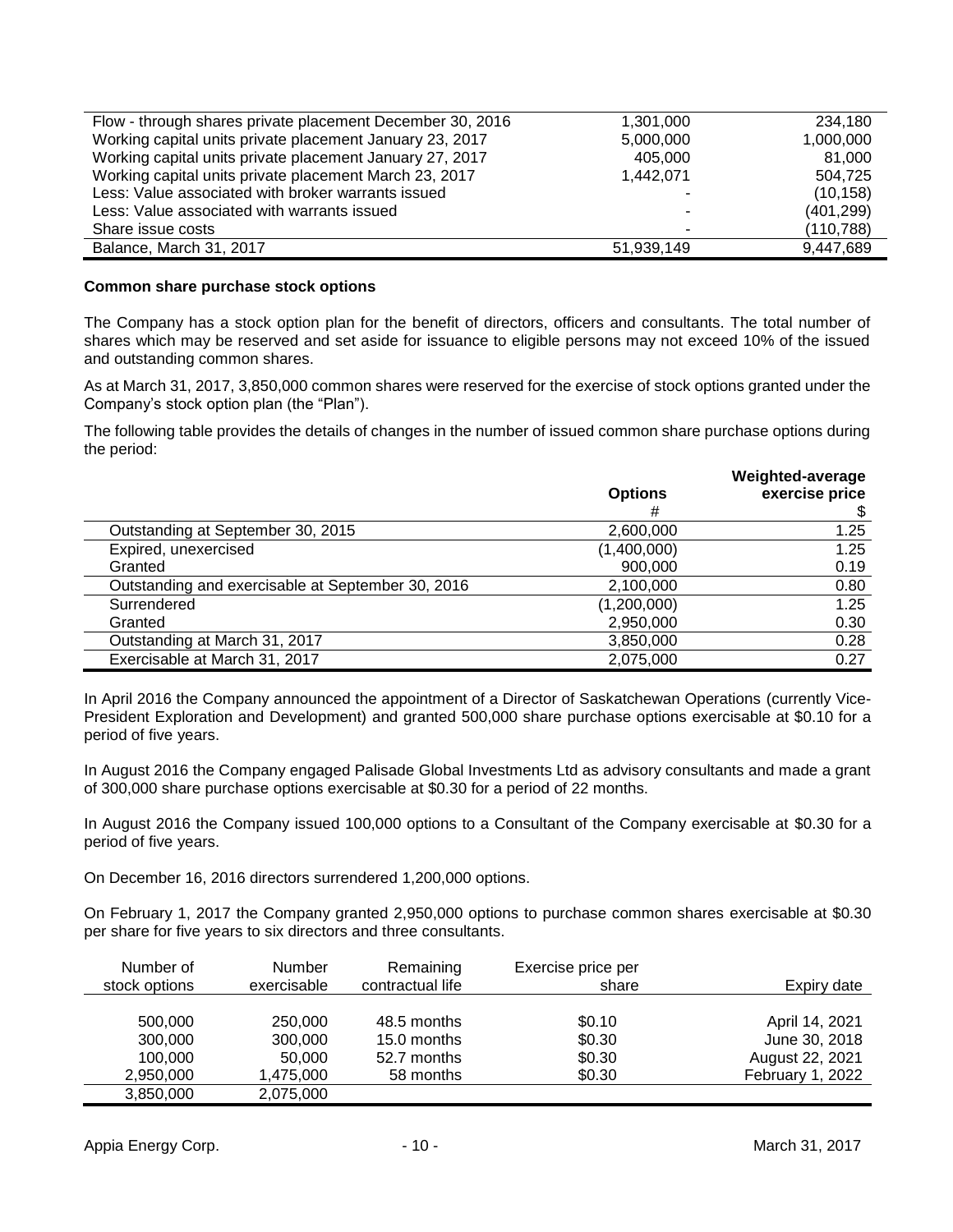| | | |
|---|---|---|
| Flow - through shares private placement December 30, 2016 | 1,301,000 | 234,180 |
| Working capital units private placement January 23, 2017 | 5,000,000 | 1,000,000 |
| Working capital units private placement January 27, 2017 | 405,000 | 81,000 |
| Working capital units private placement March 23, 2017 | 1,442,071 | 504,725 |
| Less: Value associated with broker warrants issued | - | (10,158) |
| Less: Value associated with warrants issued | - | (401,299) |
| Share issue costs | - | (110,788) |
| Balance, March 31, 2017 | 51,939,149 | 9,447,689 |

**Common share purchase stock options**

The Company has a stock option plan for the benefit of directors, officers and consultants. The total number of shares which may be reserved and set aside for issuance to eligible persons may not exceed 10% of the issued and outstanding common shares.

As at March 31, 2017, 3,850,000 common shares were reserved for the exercise of stock options granted under the Company's stock option plan (the "Plan").

The following table provides the details of changes in the number of issued common share purchase options during the period:

| | **Options**<br>\# | **Weighted-average exercise price**<br>$ |
|---|---|---|
| Outstanding at September 30, 2015 | 2,600,000 | 1.25 |
| Expired, unexercised | (1,400,000) | 1.25 |
| Granted | 900,000 | 0.19 |
| Outstanding and exercisable at September 30, 2016 | 2,100,000 | 0.80 |
| Surrendered | (1,200,000) | 1.25 |
| Granted | 2,950,000 | 0.30 |
| Outstanding at March 31, 2017 | 3,850,000 | 0.28 |
| Exercisable at March 31, 2017 | 2,075,000 | 0.27 |

In April 2016 the Company announced the appointment of a Director of Saskatchewan Operations (currently Vice-President Exploration and Development) and granted 500,000 share purchase options exercisable at $0.10 for a period of five years.

In August 2016 the Company engaged Palisade Global Investments Ltd as advisory consultants and made a grant of 300,000 share purchase options exercisable at $0.30 for a period of 22 months.

In August 2016 the Company issued 100,000 options to a Consultant of the Company exercisable at $0.30 for a period of five years.

On December 16, 2016 directors surrendered 1,200,000 options.

On February 1, 2017 the Company granted 2,950,000 options to purchase common shares exercisable at $0.30 per share for five years to six directors and three consultants.

| Number of stock options | Number exercisable | Remaining contractual life | Exercise price per share | Expiry date |
|---|---|---|---|---|
| 500,000 | 250,000 | 48.5 months | $0.10 | April 14, 2021 |
| 300,000 | 300,000 | 15.0 months | $0.30 | June 30, 2018 |
| 100,000 | 50,000 | 52.7 months | $0.30 | August 22, 2021 |
| 2,950,000 | 1,475,000 | 58 months | $0.30 | February 1, 2022 |
| 3,850,000 | 2,075,000 | | | |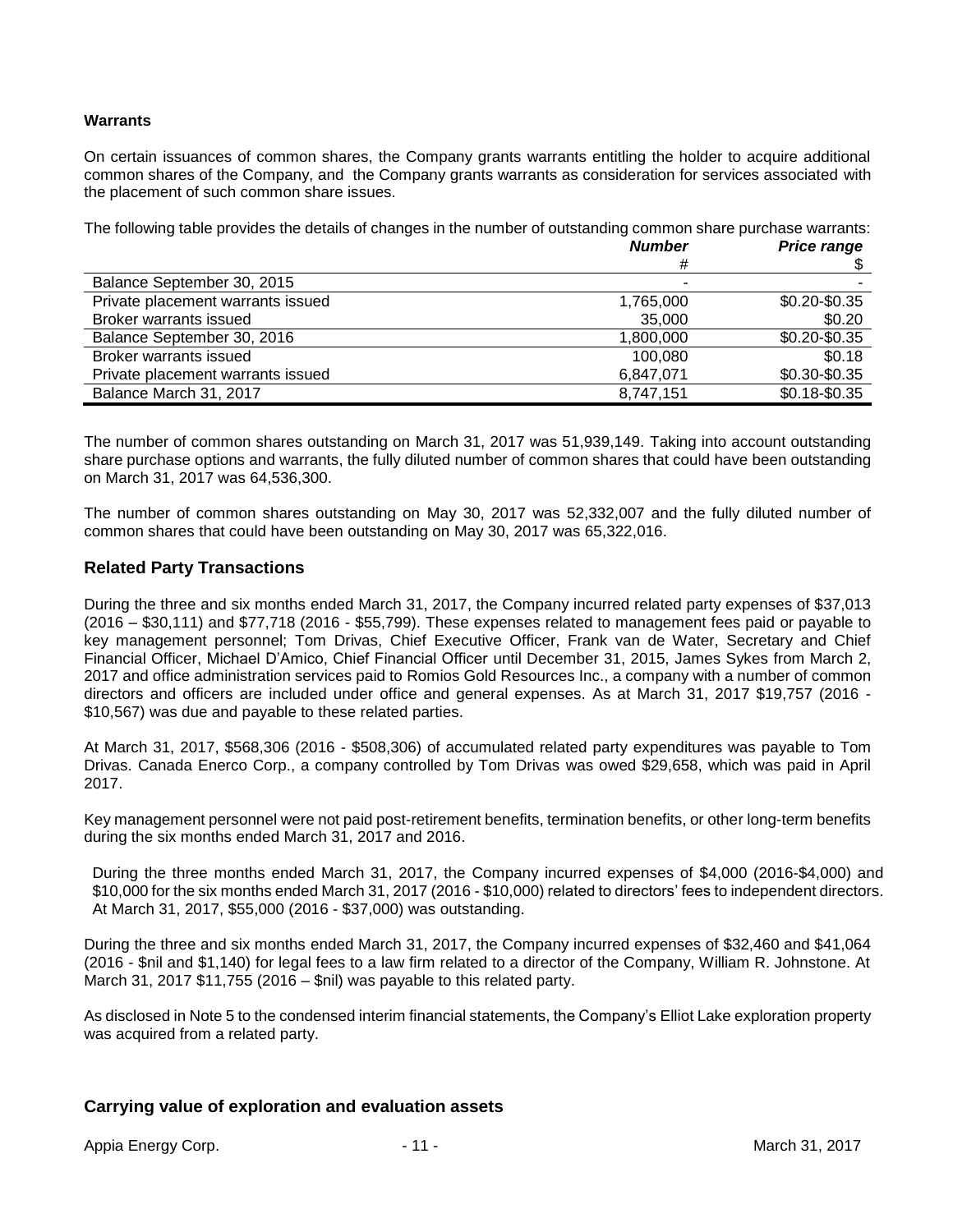**Warrants**

On certain issuances of common shares, the Company grants warrants entitling the holder to acquire additional common shares of the Company, and the Company grants warrants as consideration for services associated with the placement of such common share issues.

The following table provides the details of changes in the number of outstanding common share purchase warrants:

| | ***Number*** | ***Price range*** |
|---|---|---|
| | # | $ |
| Balance September 30, 2015 | - | - |
| Private placement warrants issued | 1,765,000 | $0.20-$0.35 |
| Broker warrants issued | 35,000 | $0.20 |
| Balance September 30, 2016 | 1,800,000 | $0.20-$0.35 |
| Broker warrants issued | 100,080 | $0.18 |
| Private placement warrants issued | 6,847,071 | $0.30-$0.35 |
| Balance March 31, 2017 | 8,747,151 | $0.18-$0.35 |

The number of common shares outstanding on March 31, 2017 was 51,939,149. Taking into account outstanding share purchase options and warrants, the fully diluted number of common shares that could have been outstanding on March 31, 2017 was 64,536,300.

The number of common shares outstanding on May 30, 2017 was 52,332,007 and the fully diluted number of common shares that could have been outstanding on May 30, 2017 was 65,322,016.

## Related Party Transactions

During the three and six months ended March 31, 2017, the Company incurred related party expenses of $37,013 (2016 – $30,111) and $77,718 (2016 - $55,799). These expenses related to management fees paid or payable to key management personnel; Tom Drivas, Chief Executive Officer, Frank van de Water, Secretary and Chief Financial Officer, Michael D'Amico, Chief Financial Officer until December 31, 2015, James Sykes from March 2, 2017 and office administration services paid to Romios Gold Resources Inc., a company with a number of common directors and officers are included under office and general expenses. As at March 31, 2017 $19,757 (2016 - $10,567) was due and payable to these related parties.

At March 31, 2017, $568,306 (2016 - $508,306) of accumulated related party expenditures was payable to Tom Drivas. Canada Enerco Corp., a company controlled by Tom Drivas was owed $29,658, which was paid in April 2017.

Key management personnel were not paid post-retirement benefits, termination benefits, or other long-term benefits during the six months ended March 31, 2017 and 2016.

During the three months ended March 31, 2017, the Company incurred expenses of $4,000 (2016-$4,000) and $10,000 for the six months ended March 31, 2017 (2016 - $10,000) related to directors' fees to independent directors. At March 31, 2017, $55,000 (2016 - $37,000) was outstanding.

During the three and six months ended March 31, 2017, the Company incurred expenses of $32,460 and $41,064 (2016 - $nil and $1,140) for legal fees to a law firm related to a director of the Company, William R. Johnstone. At March 31, 2017 $11,755 (2016 – $nil) was payable to this related party.

As disclosed in Note 5 to the condensed interim financial statements, the Company's Elliot Lake exploration property was acquired from a related party.

## Carrying value of exploration and evaluation assets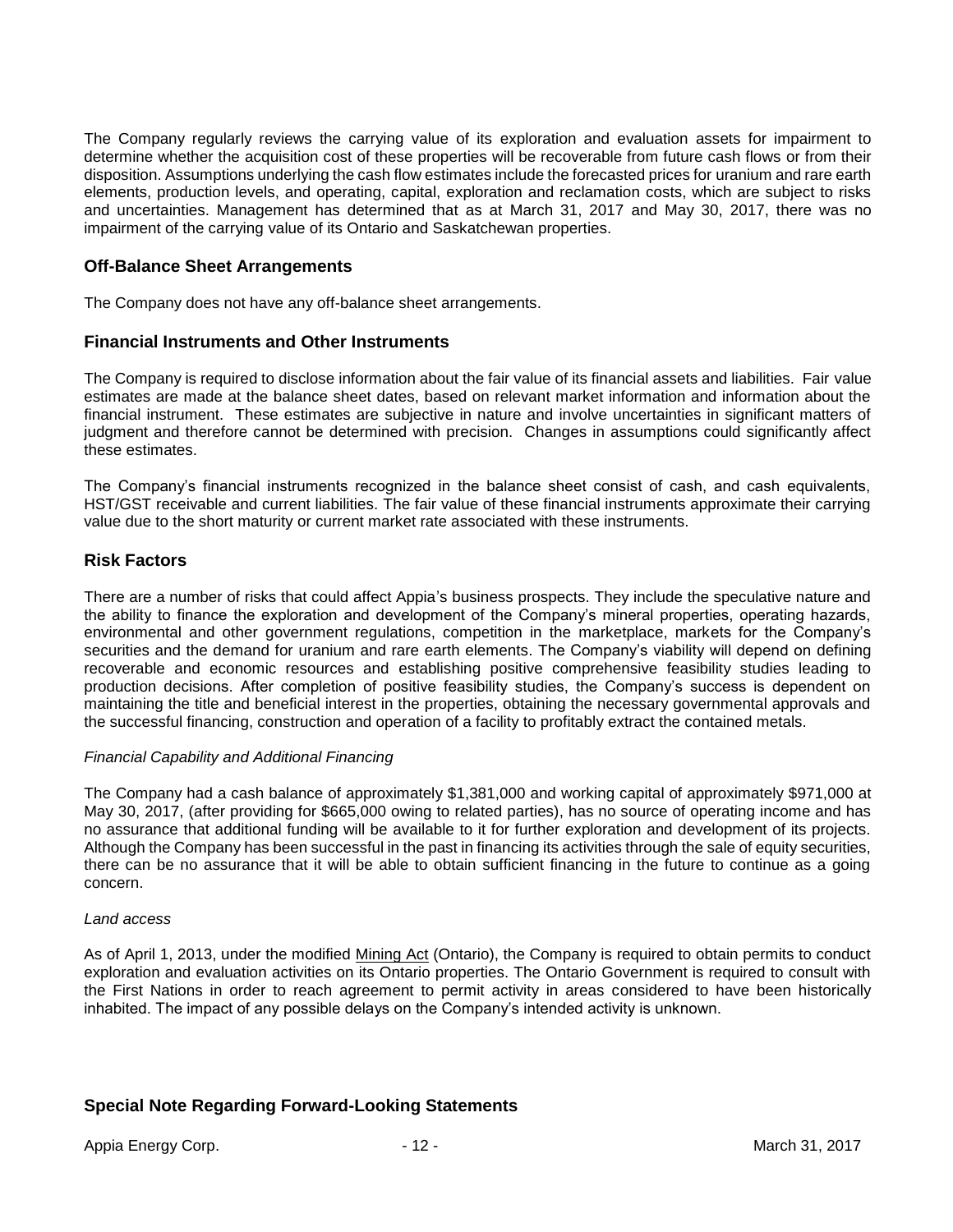The Company regularly reviews the carrying value of its exploration and evaluation assets for impairment to determine whether the acquisition cost of these properties will be recoverable from future cash flows or from their disposition. Assumptions underlying the cash flow estimates include the forecasted prices for uranium and rare earth elements, production levels, and operating, capital, exploration and reclamation costs, which are subject to risks and uncertainties. Management has determined that as at March 31, 2017 and May 30, 2017, there was no impairment of the carrying value of its Ontario and Saskatchewan properties.

## Off-Balance Sheet Arrangements

The Company does not have any off-balance sheet arrangements.

## Financial Instruments and Other Instruments

The Company is required to disclose information about the fair value of its financial assets and liabilities. Fair value estimates are made at the balance sheet dates, based on relevant market information and information about the financial instrument. These estimates are subjective in nature and involve uncertainties in significant matters of judgment and therefore cannot be determined with precision. Changes in assumptions could significantly affect these estimates.

The Company's financial instruments recognized in the balance sheet consist of cash, and cash equivalents, HST/GST receivable and current liabilities. The fair value of these financial instruments approximate their carrying value due to the short maturity or current market rate associated with these instruments.

## Risk Factors

There are a number of risks that could affect Appia's business prospects. They include the speculative nature and the ability to finance the exploration and development of the Company's mineral properties, operating hazards, environmental and other government regulations, competition in the marketplace, markets for the Company's securities and the demand for uranium and rare earth elements. The Company's viability will depend on defining recoverable and economic resources and establishing positive comprehensive feasibility studies leading to production decisions. After completion of positive feasibility studies, the Company's success is dependent on maintaining the title and beneficial interest in the properties, obtaining the necessary governmental approvals and the successful financing, construction and operation of a facility to profitably extract the contained metals.

*Financial Capability and Additional Financing*

The Company had a cash balance of approximately $1,381,000 and working capital of approximately $971,000 at May 30, 2017, (after providing for $665,000 owing to related parties), has no source of operating income and has no assurance that additional funding will be available to it for further exploration and development of its projects. Although the Company has been successful in the past in financing its activities through the sale of equity securities, there can be no assurance that it will be able to obtain sufficient financing in the future to continue as a going concern.

*Land access*

As of April 1, 2013, under the modified Mining Act (Ontario), the Company is required to obtain permits to conduct exploration and evaluation activities on its Ontario properties. The Ontario Government is required to consult with the First Nations in order to reach agreement to permit activity in areas considered to have been historically inhabited. The impact of any possible delays on the Company's intended activity is unknown.

## Special Note Regarding Forward-Looking Statements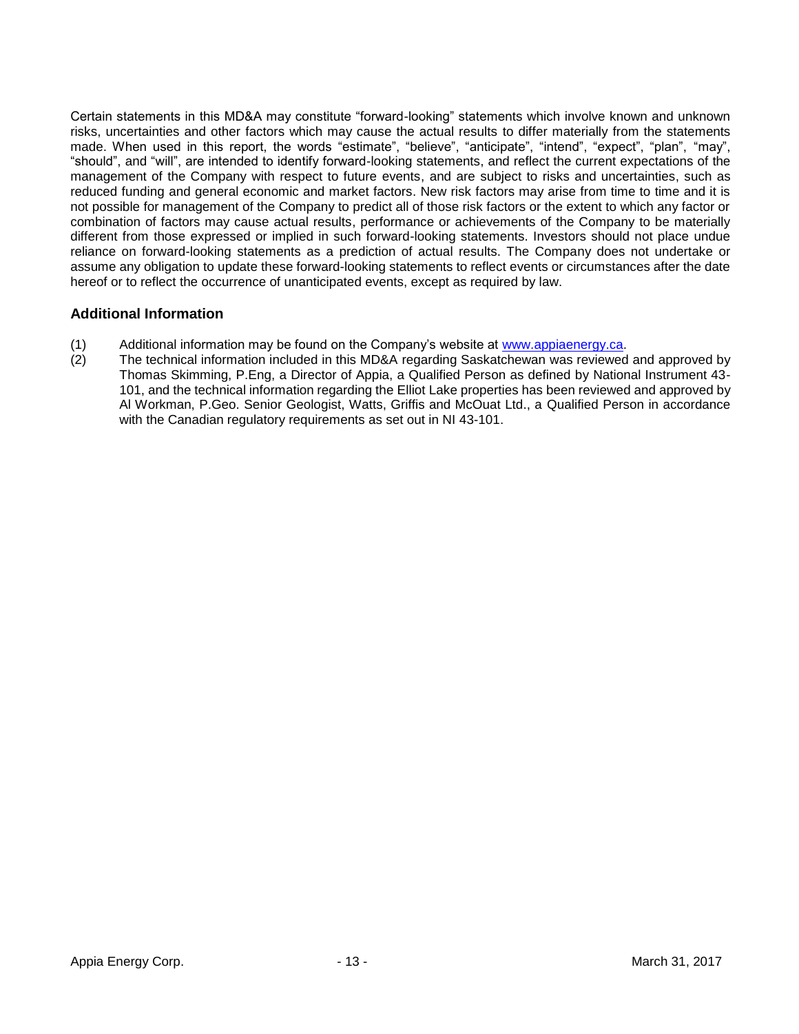Certain statements in this MD&A may constitute "forward-looking" statements which involve known and unknown risks, uncertainties and other factors which may cause the actual results to differ materially from the statements made. When used in this report, the words "estimate", "believe", "anticipate", "intend", "expect", "plan", "may", "should", and "will", are intended to identify forward-looking statements, and reflect the current expectations of the management of the Company with respect to future events, and are subject to risks and uncertainties, such as reduced funding and general economic and market factors. New risk factors may arise from time to time and it is not possible for management of the Company to predict all of those risk factors or the extent to which any factor or combination of factors may cause actual results, performance or achievements of the Company to be materially different from those expressed or implied in such forward-looking statements. Investors should not place undue reliance on forward-looking statements as a prediction of actual results. The Company does not undertake or assume any obligation to update these forward-looking statements to reflect events or circumstances after the date hereof or to reflect the occurrence of unanticipated events, except as required by law.

## Additional Information

(1) Additional information may be found on the Company's website at [www.appiaenergy.ca](http://www.appiaenergy.ca).

(2) The technical information included in this MD&A regarding Saskatchewan was reviewed and approved by Thomas Skimming, P.Eng, a Director of Appia, a Qualified Person as defined by National Instrument 43-101, and the technical information regarding the Elliot Lake properties has been reviewed and approved by Al Workman, P.Geo. Senior Geologist, Watts, Griffis and McOuat Ltd., a Qualified Person in accordance with the Canadian regulatory requirements as set out in NI 43-101.